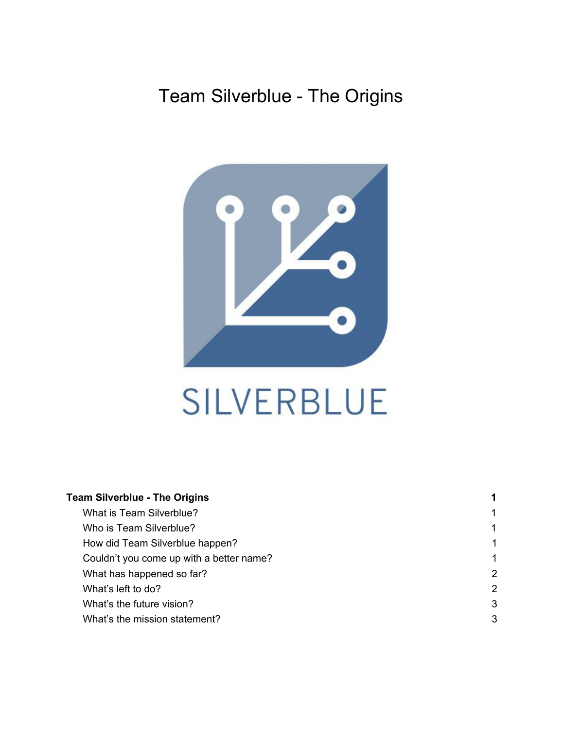# Team Silverblue - The Origins

SILVERBLUE

| | |
|---|---|
| **Team Silverblue - The Origins** | **1** |
| What is Team Silverblue? | 1 |
| Who is Team Silverblue? | 1 |
| How did Team Silverblue happen? | 1 |
| Couldn't you come up with a better name? | 1 |
| What has happened so far? | 2 |
| What's left to do? | 2 |
| What's the future vision? | 3 |
| What's the mission statement? | 3 |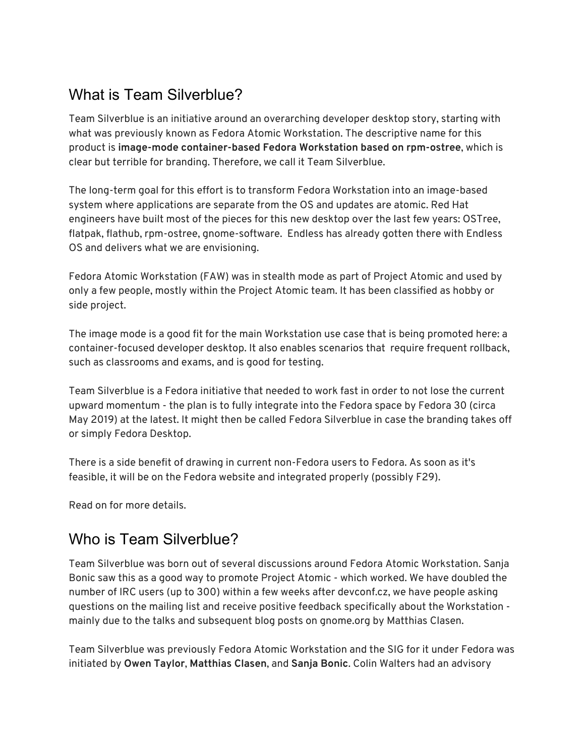## What is Team Silverblue?

Team Silverblue is an initiative around an overarching developer desktop story, starting with what was previously known as Fedora Atomic Workstation. The descriptive name for this product is **image-mode container-based Fedora Workstation based on rpm-ostree**, which is clear but terrible for branding. Therefore, we call it Team Silverblue.

The long-term goal for this effort is to transform Fedora Workstation into an image-based system where applications are separate from the OS and updates are atomic. Red Hat engineers have built most of the pieces for this new desktop over the last few years: OSTree, flatpak, flathub, rpm-ostree, gnome-software. Endless has already gotten there with Endless OS and delivers what we are envisioning.

Fedora Atomic Workstation (FAW) was in stealth mode as part of Project Atomic and used by only a few people, mostly within the Project Atomic team. It has been classified as hobby or side project.

The image mode is a good fit for the main Workstation use case that is being promoted here: a container-focused developer desktop. It also enables scenarios that require frequent rollback, such as classrooms and exams, and is good for testing.

Team Silverblue is a Fedora initiative that needed to work fast in order to not lose the current upward momentum - the plan is to fully integrate into the Fedora space by Fedora 30 (circa May 2019) at the latest. It might then be called Fedora Silverblue in case the branding takes off or simply Fedora Desktop.

There is a side benefit of drawing in current non-Fedora users to Fedora. As soon as it's feasible, it will be on the Fedora website and integrated properly (possibly F29).

Read on for more details.

## Who is Team Silverblue?

Team Silverblue was born out of several discussions around Fedora Atomic Workstation. Sanja Bonic saw this as a good way to promote Project Atomic - which worked. We have doubled the number of IRC users (up to 300) within a few weeks after devconf.cz, we have people asking questions on the mailing list and receive positive feedback specifically about the Workstation - mainly due to the talks and subsequent blog posts on gnome.org by Matthias Clasen.

Team Silverblue was previously Fedora Atomic Workstation and the SIG for it under Fedora was initiated by **Owen Taylor**, **Matthias Clasen**, and **Sanja Bonic**. Colin Walters had an advisory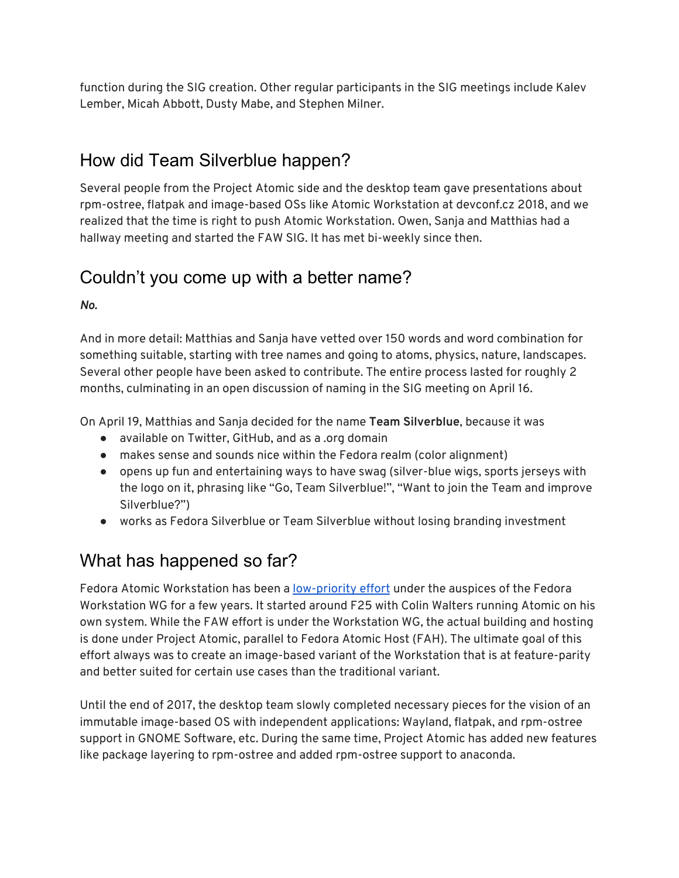function during the SIG creation. Other regular participants in the SIG meetings include Kalev Lember, Micah Abbott, Dusty Mabe, and Stephen Milner.

## How did Team Silverblue happen?

Several people from the Project Atomic side and the desktop team gave presentations about rpm-ostree, flatpak and image-based OSs like Atomic Workstation at devconf.cz 2018, and we realized that the time is right to push Atomic Workstation. Owen, Sanja and Matthias had a hallway meeting and started the FAW SIG. It has met bi-weekly since then.

## Couldn't you come up with a better name?

***No.***

And in more detail: Matthias and Sanja have vetted over 150 words and word combination for something suitable, starting with tree names and going to atoms, physics, nature, landscapes. Several other people have been asked to contribute. The entire process lasted for roughly 2 months, culminating in an open discussion of naming in the SIG meeting on April 16.

On April 19, Matthias and Sanja decided for the name **Team Silverblue**, because it was

- available on Twitter, GitHub, and as a .org domain
- makes sense and sounds nice within the Fedora realm (color alignment)
- opens up fun and entertaining ways to have swag (silver-blue wigs, sports jerseys with the logo on it, phrasing like "Go, Team Silverblue!", "Want to join the Team and improve Silverblue?")
- works as Fedora Silverblue or Team Silverblue without losing branding investment

## What has happened so far?

Fedora Atomic Workstation has been a low-priority effort under the auspices of the Fedora Workstation WG for a few years. It started around F25 with Colin Walters running Atomic on his own system. While the FAW effort is under the Workstation WG, the actual building and hosting is done under Project Atomic, parallel to Fedora Atomic Host (FAH). The ultimate goal of this effort always was to create an image-based variant of the Workstation that is at feature-parity and better suited for certain use cases than the traditional variant.

Until the end of 2017, the desktop team slowly completed necessary pieces for the vision of an immutable image-based OS with independent applications: Wayland, flatpak, and rpm-ostree support in GNOME Software, etc. During the same time, Project Atomic has added new features like package layering to rpm-ostree and added rpm-ostree support to anaconda.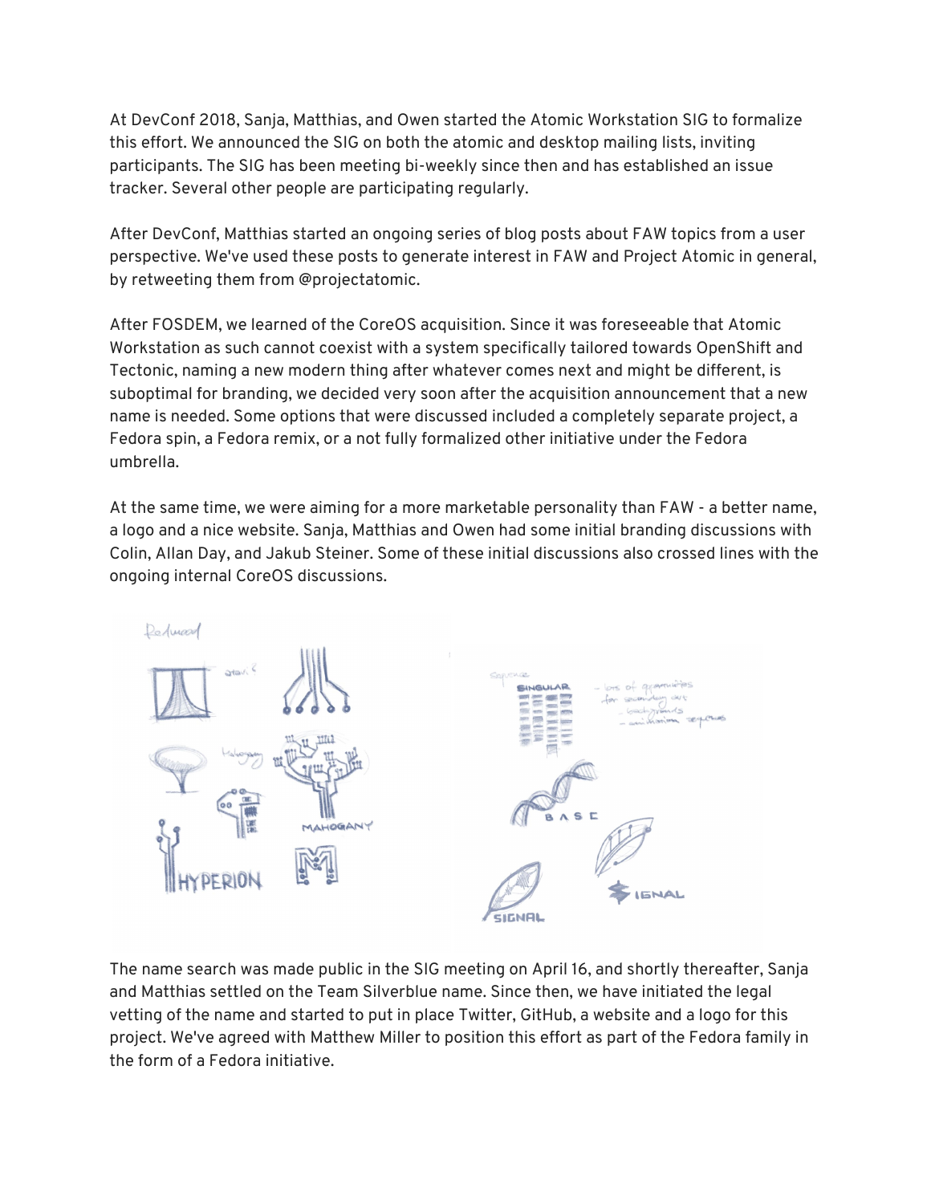At DevConf 2018, Sanja, Matthias, and Owen started the Atomic Workstation SIG to formalize this effort. We announced the SIG on both the atomic and desktop mailing lists, inviting participants. The SIG has been meeting bi-weekly since then and has established an issue tracker. Several other people are participating regularly.

After DevConf, Matthias started an ongoing series of blog posts about FAW topics from a user perspective. We've used these posts to generate interest in FAW and Project Atomic in general, by retweeting them from @projectatomic.

After FOSDEM, we learned of the CoreOS acquisition. Since it was foreseeable that Atomic Workstation as such cannot coexist with a system specifically tailored towards OpenShift and Tectonic, naming a new modern thing after whatever comes next and might be different, is suboptimal for branding, we decided very soon after the acquisition announcement that a new name is needed. Some options that were discussed included a completely separate project, a Fedora spin, a Fedora remix, or a not fully formalized other initiative under the Fedora umbrella.

At the same time, we were aiming for a more marketable personality than FAW - a better name, a logo and a nice website. Sanja, Matthias and Owen had some initial branding discussions with Colin, Allan Day, and Jakub Steiner. Some of these initial discussions also crossed lines with the ongoing internal CoreOS discussions.

The name search was made public in the SIG meeting on April 16, and shortly thereafter, Sanja and Matthias settled on the Team Silverblue name. Since then, we have initiated the legal vetting of the name and started to put in place Twitter, GitHub, a website and a logo for this project. We've agreed with Matthew Miller to position this effort as part of the Fedora family in the form of a Fedora initiative.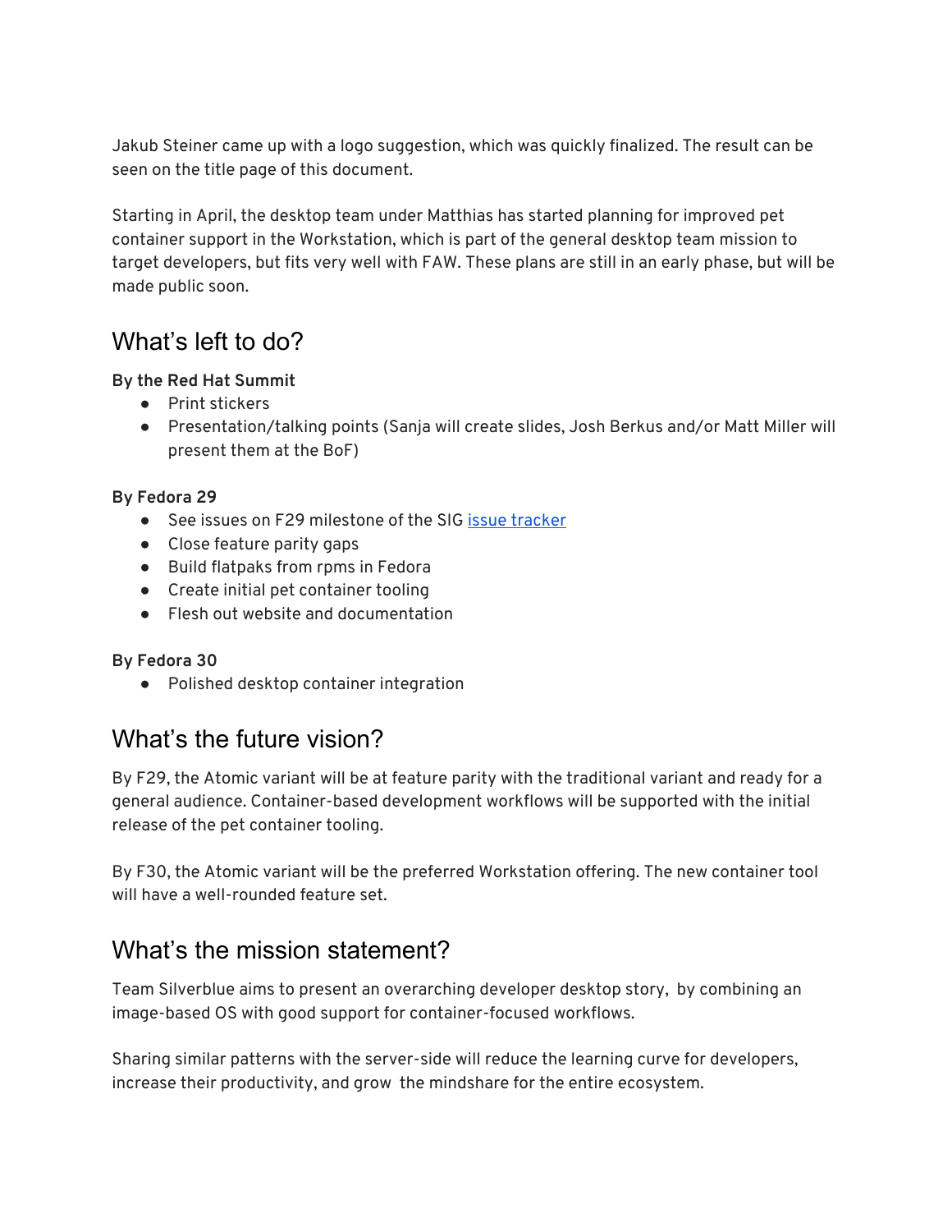Jakub Steiner came up with a logo suggestion, which was quickly finalized. The result can be seen on the title page of this document.

Starting in April, the desktop team under Matthias has started planning for improved pet container support in the Workstation, which is part of the general desktop team mission to target developers, but fits very well with FAW. These plans are still in an early phase, but will be made public soon.

## What's left to do?

**By the Red Hat Summit**

- Print stickers
- Presentation/talking points (Sanja will create slides, Josh Berkus and/or Matt Miller will present them at the BoF)

**By Fedora 29**

- See issues on F29 milestone of the SIG issue tracker
- Close feature parity gaps
- Build flatpaks from rpms in Fedora
- Create initial pet container tooling
- Flesh out website and documentation

**By Fedora 30**

- Polished desktop container integration

## What's the future vision?

By F29, the Atomic variant will be at feature parity with the traditional variant and ready for a general audience. Container-based development workflows will be supported with the initial release of the pet container tooling.

By F30, the Atomic variant will be the preferred Workstation offering. The new container tool will have a well-rounded feature set.

## What's the mission statement?

Team Silverblue aims to present an overarching developer desktop story, by combining an image-based OS with good support for container-focused workflows.

Sharing similar patterns with the server-side will reduce the learning curve for developers, increase their productivity, and grow the mindshare for the entire ecosystem.